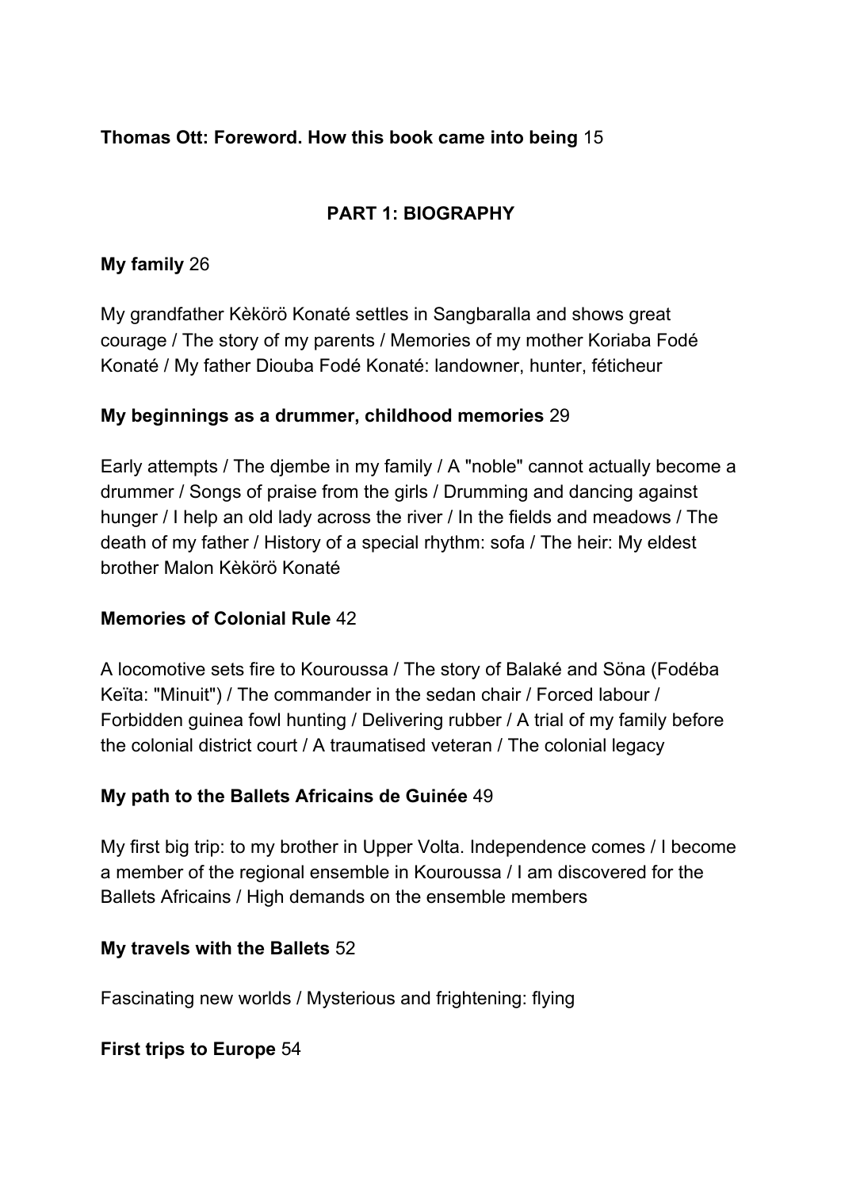**Thomas Ott: Foreword. How this book came into being** 15

## PART 1: BIOGRAPHY

**My family** 26

My grandfather Kèkörö Konaté settles in Sangbaralla and shows great courage / The story of my parents / Memories of my mother Koriaba Fodé Konaté / My father Diouba Fodé Konaté: landowner, hunter, féticheur

**My beginnings as a drummer, childhood memories** 29

Early attempts / The djembe in my family / A "noble" cannot actually become a drummer / Songs of praise from the girls / Drumming and dancing against hunger / I help an old lady across the river / In the fields and meadows / The death of my father / History of a special rhythm: sofa / The heir: My eldest brother Malon Kèkörö Konaté

**Memories of Colonial Rule** 42

A locomotive sets fire to Kouroussa / The story of Balaké and Söna (Fodéba Keïta: "Minuit") / The commander in the sedan chair / Forced labour / Forbidden guinea fowl hunting / Delivering rubber / A trial of my family before the colonial district court / A traumatised veteran / The colonial legacy

**My path to the Ballets Africains de Guinée** 49

My first big trip: to my brother in Upper Volta. Independence comes / I become a member of the regional ensemble in Kouroussa / I am discovered for the Ballets Africains / High demands on the ensemble members

**My travels with the Ballets** 52

Fascinating new worlds / Mysterious and frightening: flying

**First trips to Europe** 54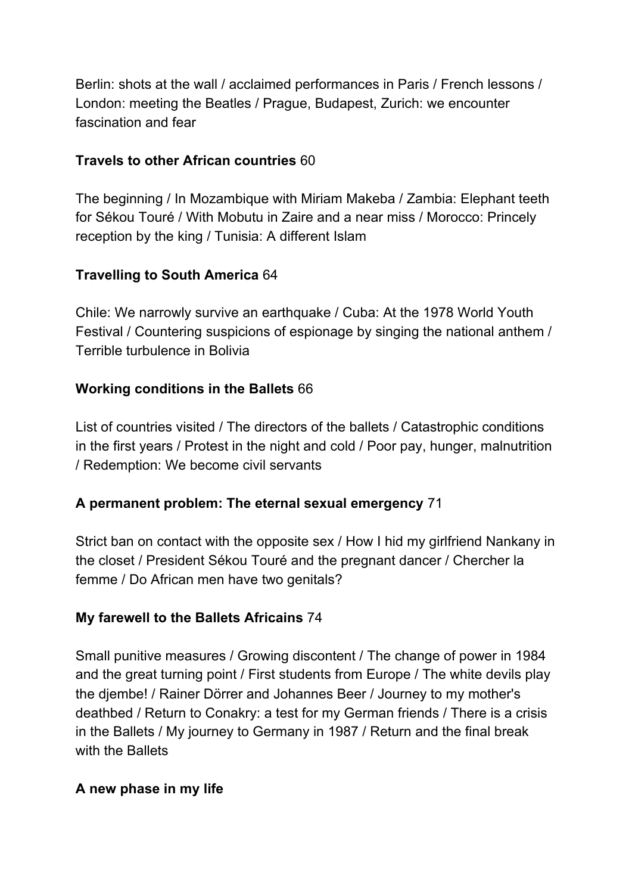Berlin: shots at the wall / acclaimed performances in Paris / French lessons / London: meeting the Beatles / Prague, Budapest, Zurich: we encounter fascination and fear

**Travels to other African countries** 60

The beginning / In Mozambique with Miriam Makeba / Zambia: Elephant teeth for Sékou Touré / With Mobutu in Zaire and a near miss / Morocco: Princely reception by the king / Tunisia: A different Islam

**Travelling to South America** 64

Chile: We narrowly survive an earthquake / Cuba: At the 1978 World Youth Festival / Countering suspicions of espionage by singing the national anthem / Terrible turbulence in Bolivia

**Working conditions in the Ballets** 66

List of countries visited / The directors of the ballets / Catastrophic conditions in the first years / Protest in the night and cold / Poor pay, hunger, malnutrition / Redemption: We become civil servants

**A permanent problem: The eternal sexual emergency** 71

Strict ban on contact with the opposite sex / How I hid my girlfriend Nankany in the closet / President Sékou Touré and the pregnant dancer / Chercher la femme / Do African men have two genitals?

**My farewell to the Ballets Africains** 74

Small punitive measures / Growing discontent / The change of power in 1984 and the great turning point / First students from Europe / The white devils play the djembe! / Rainer Dörrer and Johannes Beer / Journey to my mother's deathbed / Return to Conakry: a test for my German friends / There is a crisis in the Ballets / My journey to Germany in 1987 / Return and the final break with the Ballets

**A new phase in my life**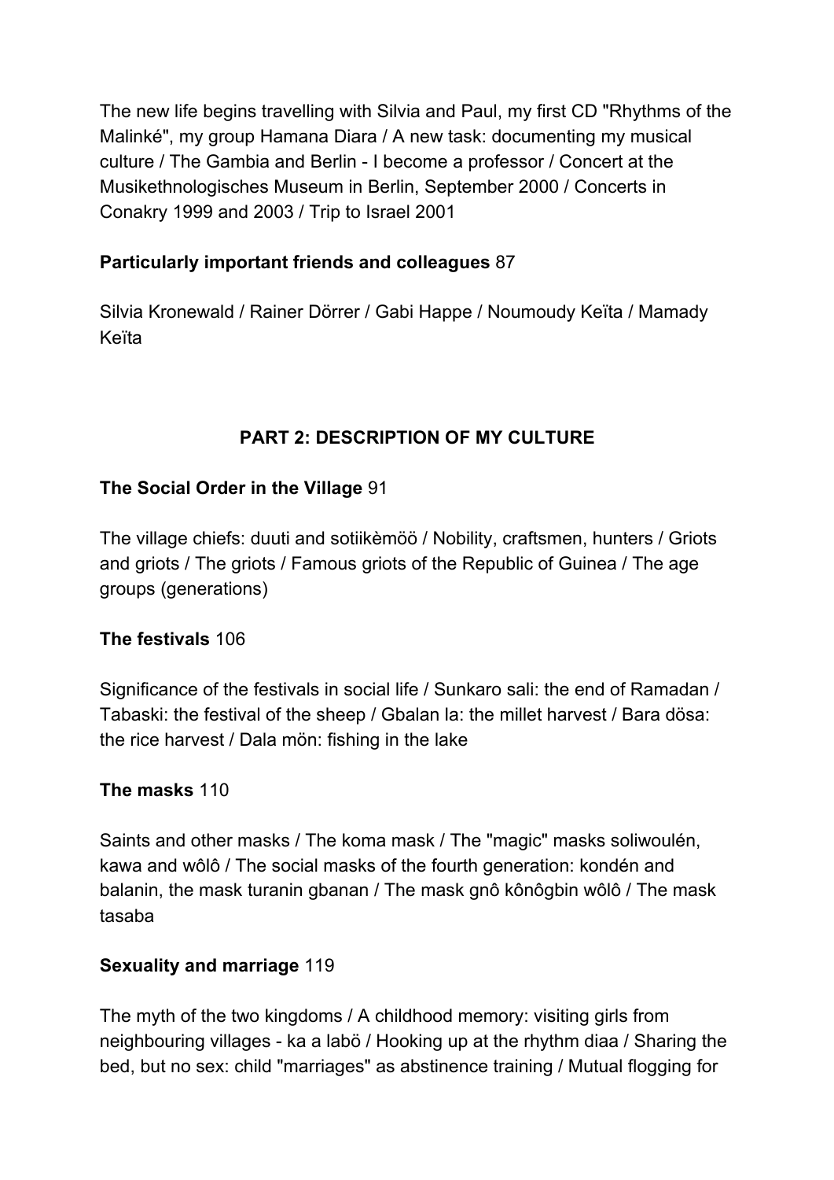The new life begins travelling with Silvia and Paul, my first CD "Rhythms of the Malinké", my group Hamana Diara / A new task: documenting my musical culture / The Gambia and Berlin - I become a professor / Concert at the Musikethnologisches Museum in Berlin, September 2000 / Concerts in Conakry 1999 and 2003 / Trip to Israel 2001

**Particularly important friends and colleagues** 87

Silvia Kronewald / Rainer Dörrer / Gabi Happe / Noumoudy Keïta / Mamady Keïta

## PART 2: DESCRIPTION OF MY CULTURE

**The Social Order in the Village** 91

The village chiefs: duuti and sotiikèmöö / Nobility, craftsmen, hunters / Griots and griots / The griots / Famous griots of the Republic of Guinea / The age groups (generations)

**The festivals** 106

Significance of the festivals in social life / Sunkaro sali: the end of Ramadan / Tabaski: the festival of the sheep / Gbalan la: the millet harvest / Bara dösa: the rice harvest / Dala mön: fishing in the lake

**The masks** 110

Saints and other masks / The koma mask / The "magic" masks soliwoulén, kawa and wôlô / The social masks of the fourth generation: kondén and balanin, the mask turanin gbanan / The mask gnô kônôgbin wôlô / The mask tasaba

**Sexuality and marriage** 119

The myth of the two kingdoms / A childhood memory: visiting girls from neighbouring villages - ka a labö / Hooking up at the rhythm diaa / Sharing the bed, but no sex: child "marriages" as abstinence training / Mutual flogging for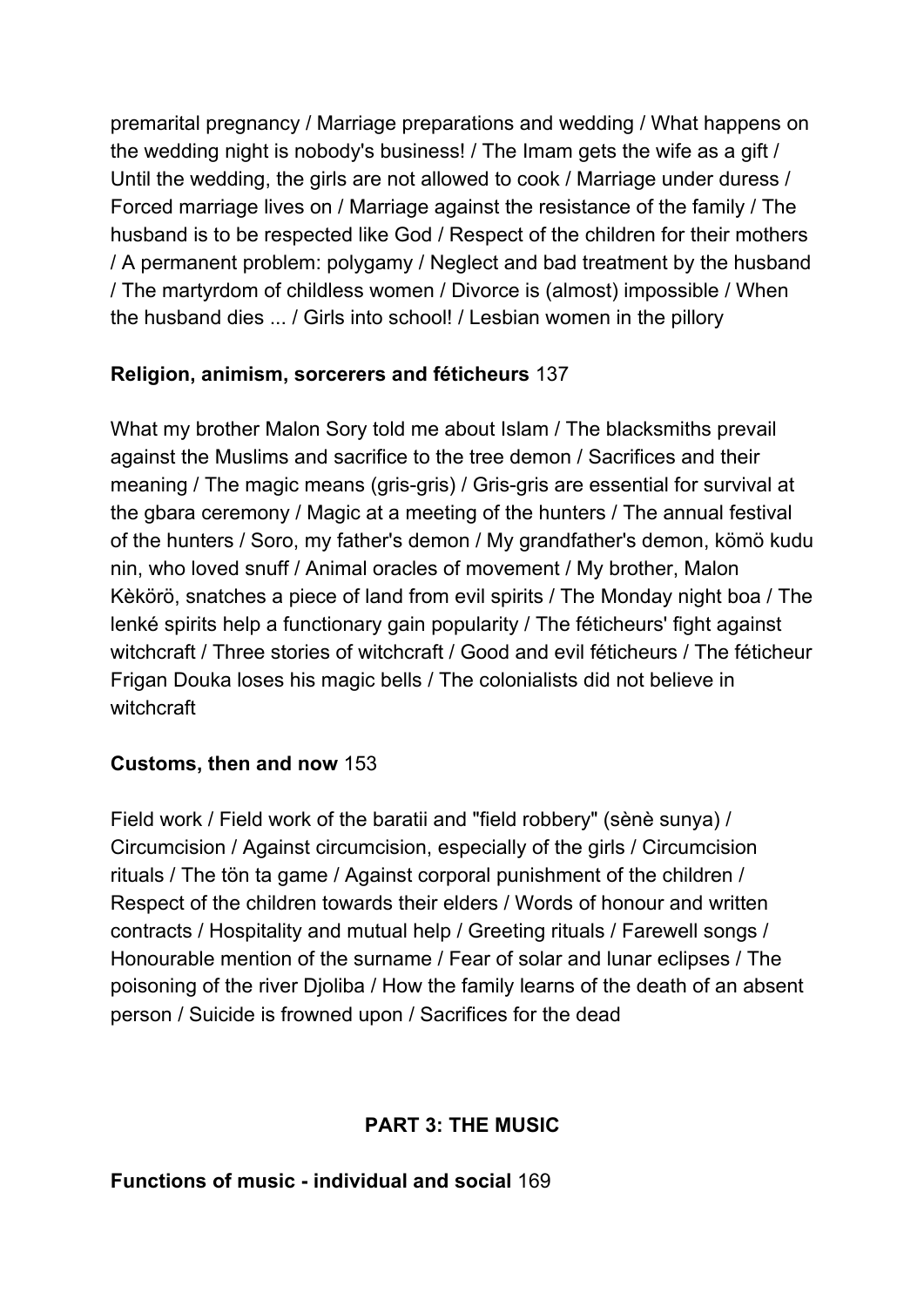premarital pregnancy / Marriage preparations and wedding / What happens on the wedding night is nobody's business! / The Imam gets the wife as a gift / Until the wedding, the girls are not allowed to cook / Marriage under duress / Forced marriage lives on / Marriage against the resistance of the family / The husband is to be respected like God / Respect of the children for their mothers / A permanent problem: polygamy / Neglect and bad treatment by the husband / The martyrdom of childless women / Divorce is (almost) impossible / When the husband dies ... / Girls into school! / Lesbian women in the pillory

**Religion, animism, sorcerers and féticheurs** 137

What my brother Malon Sory told me about Islam / The blacksmiths prevail against the Muslims and sacrifice to the tree demon / Sacrifices and their meaning / The magic means (gris-gris) / Gris-gris are essential for survival at the gbara ceremony / Magic at a meeting of the hunters / The annual festival of the hunters / Soro, my father's demon / My grandfather's demon, kömö kudu nin, who loved snuff / Animal oracles of movement / My brother, Malon Kèkörö, snatches a piece of land from evil spirits / The Monday night boa / The lenké spirits help a functionary gain popularity / The féticheurs' fight against witchcraft / Three stories of witchcraft / Good and evil féticheurs / The féticheur Frigan Douka loses his magic bells / The colonialists did not believe in witchcraft

**Customs, then and now** 153

Field work / Field work of the baratii and "field robbery" (sènè sunya) / Circumcision / Against circumcision, especially of the girls / Circumcision rituals / The tön ta game / Against corporal punishment of the children / Respect of the children towards their elders / Words of honour and written contracts / Hospitality and mutual help / Greeting rituals / Farewell songs / Honourable mention of the surname / Fear of solar and lunar eclipses / The poisoning of the river Djoliba / How the family learns of the death of an absent person / Suicide is frowned upon / Sacrifices for the dead

## PART 3: THE MUSIC

**Functions of music - individual and social** 169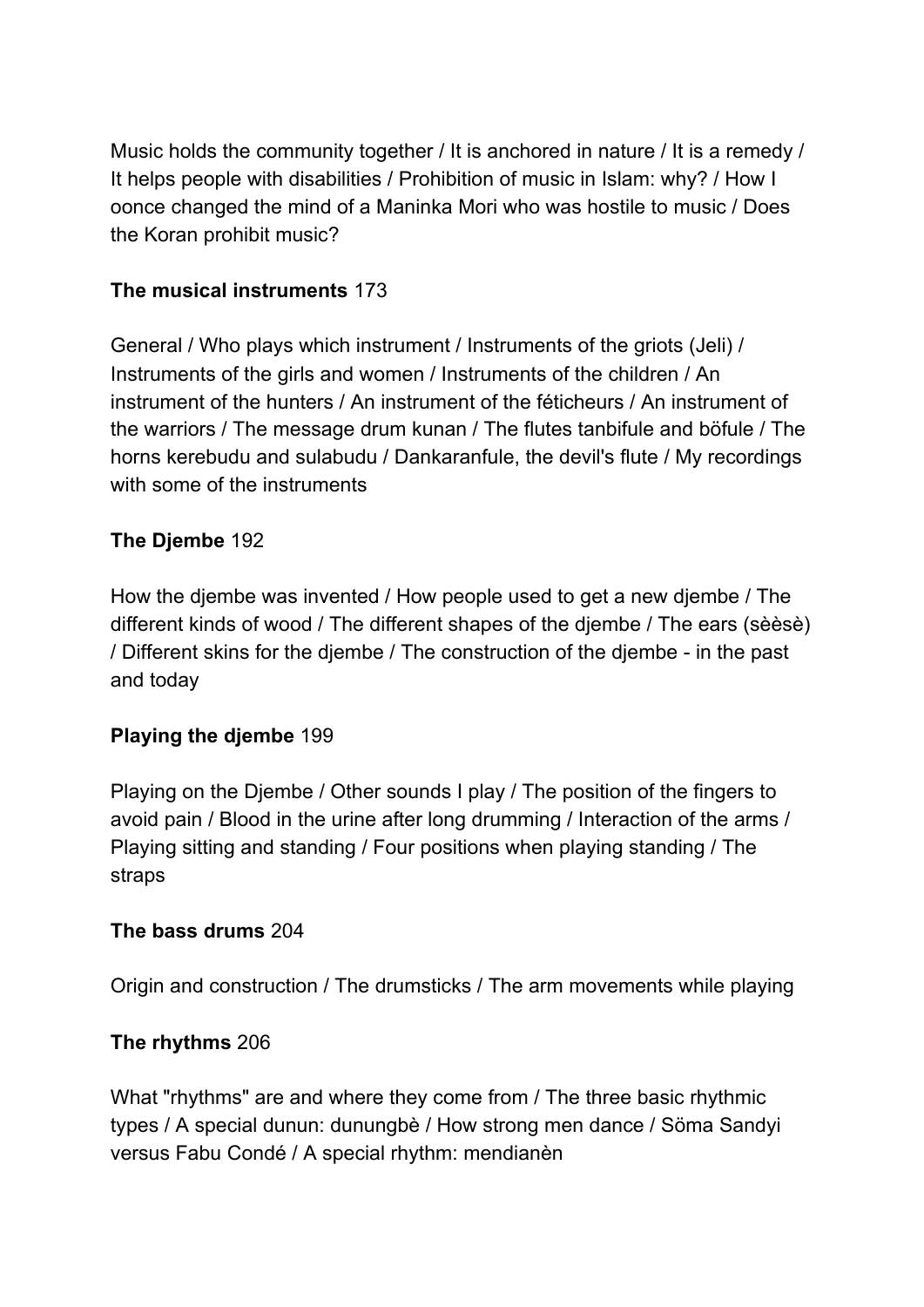Music holds the community together / It is anchored in nature / It is a remedy / It helps people with disabilities / Prohibition of music in Islam: why? / How I oonce changed the mind of a Maninka Mori who was hostile to music / Does the Koran prohibit music?

**The musical instruments** 173

General / Who plays which instrument / Instruments of the griots (Jeli) / Instruments of the girls and women / Instruments of the children / An instrument of the hunters / An instrument of the féticheurs / An instrument of the warriors / The message drum kunan / The flutes tanbifule and böfule / The horns kerebudu and sulabudu / Dankaranfule, the devil's flute / My recordings with some of the instruments

**The Djembe** 192

How the djembe was invented / How people used to get a new djembe / The different kinds of wood / The different shapes of the djembe / The ears (sèèsè) / Different skins for the djembe / The construction of the djembe - in the past and today

**Playing the djembe** 199

Playing on the Djembe / Other sounds I play / The position of the fingers to avoid pain / Blood in the urine after long drumming / Interaction of the arms / Playing sitting and standing / Four positions when playing standing / The straps

**The bass drums** 204

Origin and construction / The drumsticks / The arm movements while playing

**The rhythms** 206

What "rhythms" are and where they come from / The three basic rhythmic types / A special dunun: dunungbè / How strong men dance / Söma Sandyi versus Fabu Condé / A special rhythm: mendianèn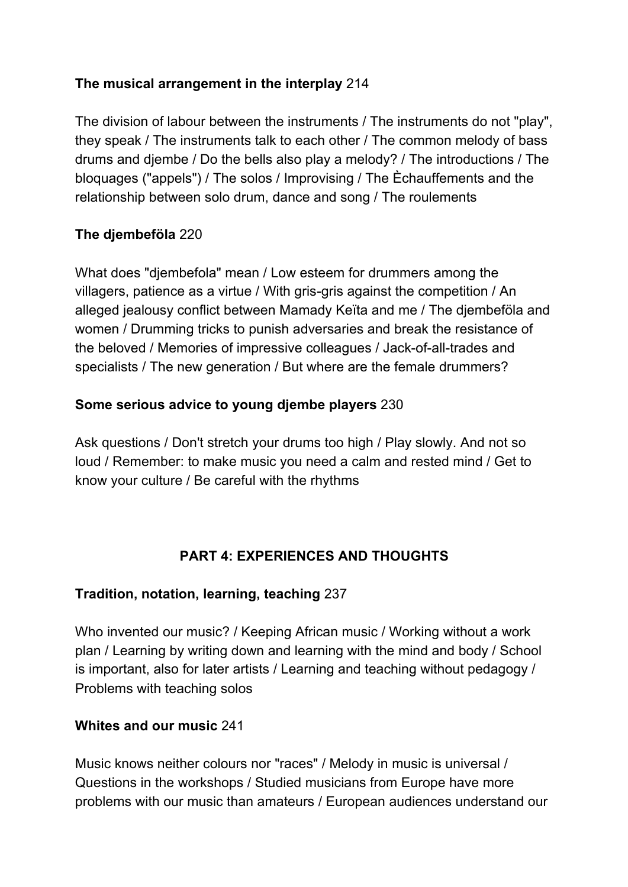**The musical arrangement in the interplay** 214

The division of labour between the instruments / The instruments do not "play", they speak / The instruments talk to each other / The common melody of bass drums and djembe / Do the bells also play a melody? / The introductions / The bloquages ("appels") / The solos / Improvising / The Èchauffements and the relationship between solo drum, dance and song / The roulements

**The djembeföla** 220

What does "djembefola" mean / Low esteem for drummers among the villagers, patience as a virtue / With gris-gris against the competition / An alleged jealousy conflict between Mamady Keïta and me / The djembeföla and women / Drumming tricks to punish adversaries and break the resistance of the beloved / Memories of impressive colleagues / Jack-of-all-trades and specialists / The new generation / But where are the female drummers?

**Some serious advice to young djembe players** 230

Ask questions / Don't stretch your drums too high / Play slowly. And not so loud / Remember: to make music you need a calm and rested mind / Get to know your culture / Be careful with the rhythms

## PART 4: EXPERIENCES AND THOUGHTS

**Tradition, notation, learning, teaching** 237

Who invented our music? / Keeping African music / Working without a work plan / Learning by writing down and learning with the mind and body / School is important, also for later artists / Learning and teaching without pedagogy / Problems with teaching solos

**Whites and our music** 241

Music knows neither colours nor "races" / Melody in music is universal / Questions in the workshops / Studied musicians from Europe have more problems with our music than amateurs / European audiences understand our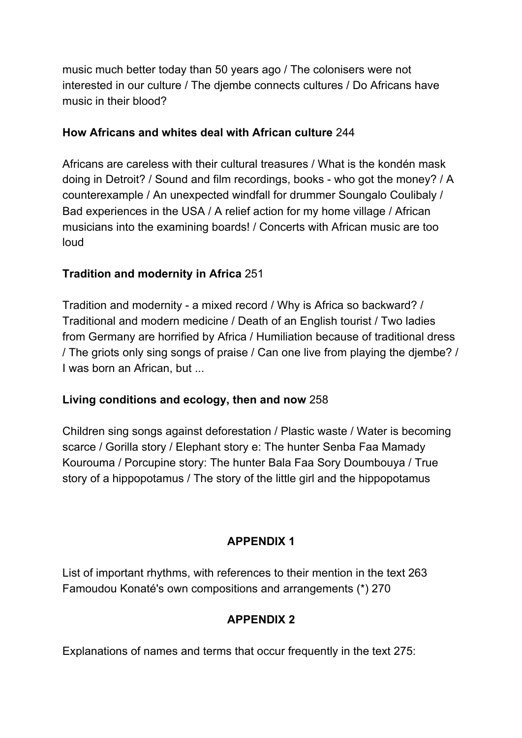music much better today than 50 years ago / The colonisers were not interested in our culture / The djembe connects cultures / Do Africans have music in their blood?

**How Africans and whites deal with African culture** 244

Africans are careless with their cultural treasures / What is the kondén mask doing in Detroit? / Sound and film recordings, books - who got the money? / A counterexample / An unexpected windfall for drummer Soungalo Coulibaly / Bad experiences in the USA / A relief action for my home village / African musicians into the examining boards! / Concerts with African music are too loud

**Tradition and modernity in Africa** 251

Tradition and modernity - a mixed record / Why is Africa so backward? / Traditional and modern medicine / Death of an English tourist / Two ladies from Germany are horrified by Africa / Humiliation because of traditional dress / The griots only sing songs of praise / Can one live from playing the djembe? / I was born an African, but ...

**Living conditions and ecology, then and now** 258

Children sing songs against deforestation / Plastic waste / Water is becoming scarce / Gorilla story / Elephant story e: The hunter Senba Faa Mamady Kourouma / Porcupine story: The hunter Bala Faa Sory Doumbouya / True story of a hippopotamus / The story of the little girl and the hippopotamus

## APPENDIX 1

List of important rhythms, with references to their mention in the text 263
Famoudou Konaté's own compositions and arrangements (*) 270

## APPENDIX 2

Explanations of names and terms that occur frequently in the text 275: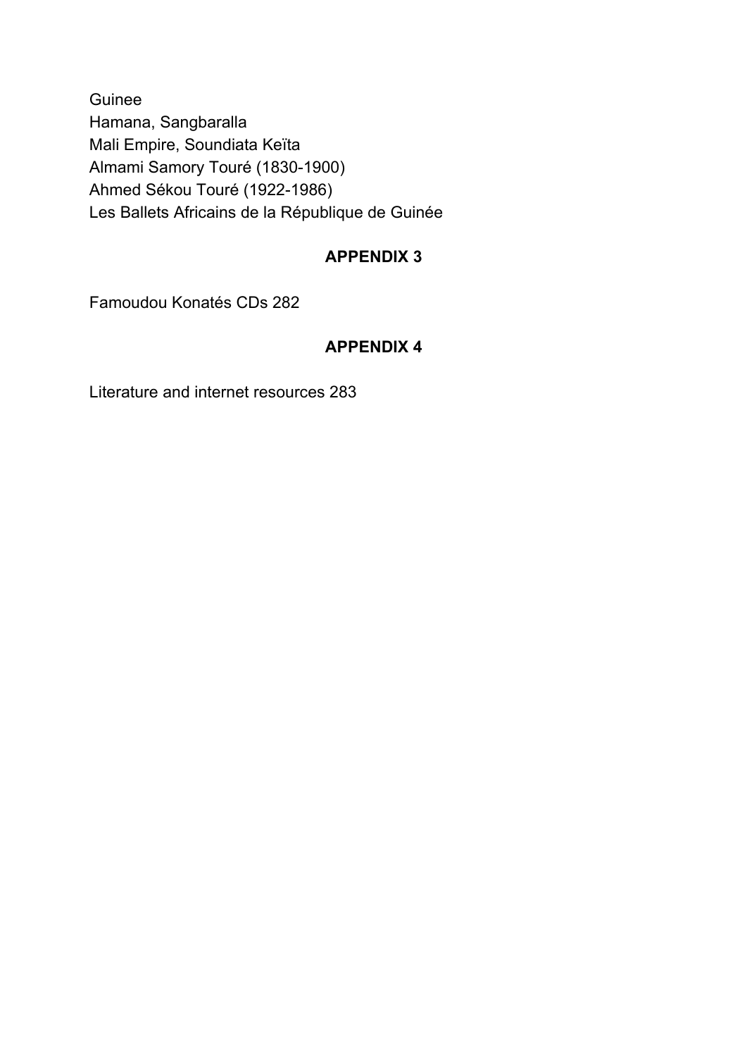Guinee
Hamana, Sangbaralla
Mali Empire, Soundiata Keïta
Almami Samory Touré (1830-1900)
Ahmed Sékou Touré (1922-1986)
Les Ballets Africains de la République de Guinée

## APPENDIX 3

Famoudou Konatés CDs 282

## APPENDIX 4

Literature and internet resources 283